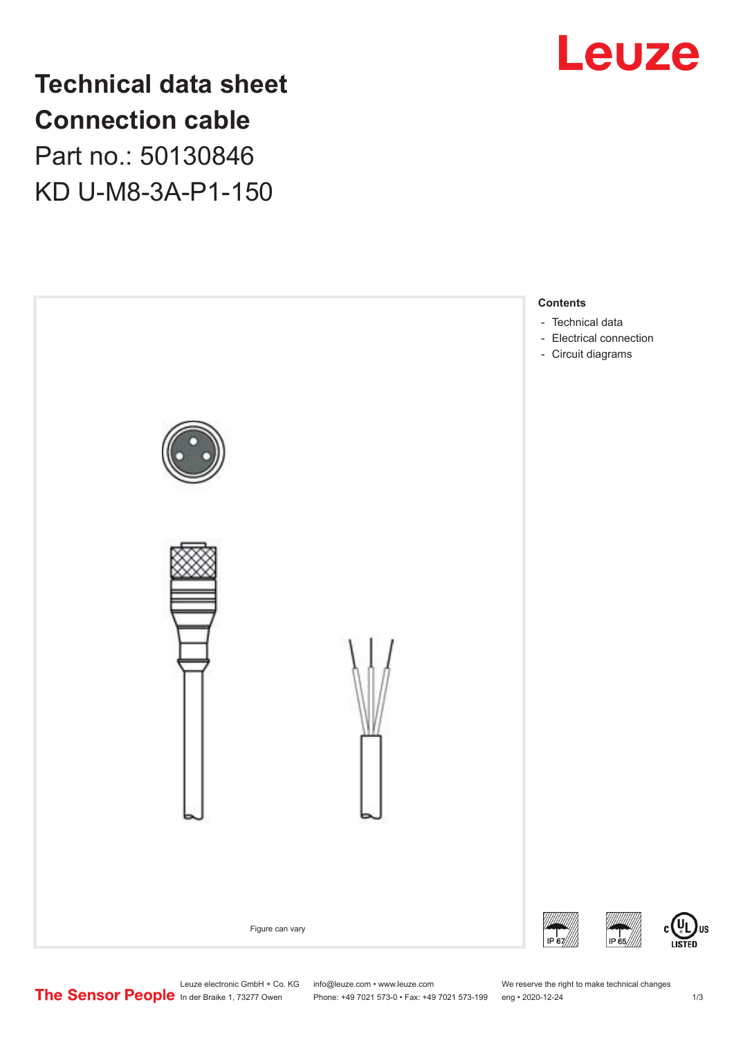# Technical data sheet
# Connection cable

Part no.: 50130846

KD U-M8-3A-P1-150

Figure can vary

**Contents**

- Technical data
- Electrical connection
- Circuit diagrams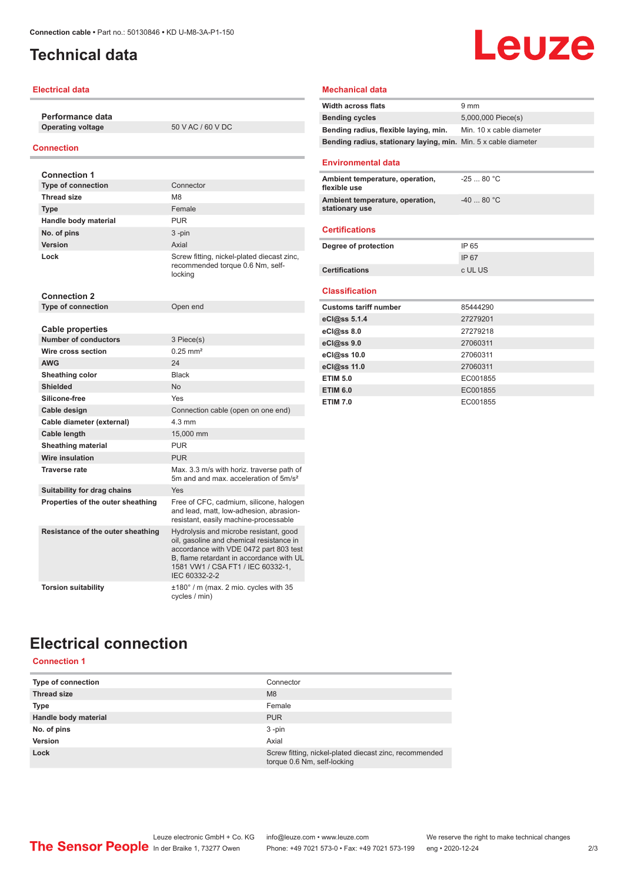# Technical data

## Electrical data

| Performance data | |
|---|---|
| **Operating voltage** | 50 V AC / 60 V DC |

## Connection

| Connection 1 | |
|---|---|
| **Type of connection** | Connector |
| **Thread size** | M8 |
| **Type** | Female |
| **Handle body material** | PUR |
| **No. of pins** | 3 -pin |
| **Version** | Axial |
| **Lock** | Screw fitting, nickel-plated diecast zinc, recommended torque 0.6 Nm, self-locking |

| Connection 2 | |
|---|---|
| **Type of connection** | Open end |

| Cable properties | |
|---|---|
| **Number of conductors** | 3 Piece(s) |
| **Wire cross section** | 0.25 mm² |
| **AWG** | 24 |
| **Sheathing color** | Black |
| **Shielded** | No |
| **Silicone-free** | Yes |
| **Cable design** | Connection cable (open on one end) |
| **Cable diameter (external)** | 4.3 mm |
| **Cable length** | 15,000 mm |
| **Sheathing material** | PUR |
| **Wire insulation** | PUR |
| **Traverse rate** | Max. 3.3 m/s with horiz. traverse path of 5m and and max. acceleration of 5m/s² |
| **Suitability for drag chains** | Yes |
| **Properties of the outer sheathing** | Free of CFC, cadmium, silicone, halogen and lead, matt, low-adhesion, abrasion-resistant, easily machine-processable |
| **Resistance of the outer sheathing** | Hydrolysis and microbe resistant, good oil, gasoline and chemical resistance in accordance with VDE 0472 part 803 test B, flame retardant in accordance with UL 1581 VW1 / CSA FT1 / IEC 60332-1, IEC 60332-2-2 |
| **Torsion suitability** | ±180° / m (max. 2 mio. cycles with 35 cycles / min) |

## Mechanical data

| | |
|---|---|
| **Width across flats** | 9 mm |
| **Bending cycles** | 5,000,000 Piece(s) |
| **Bending radius, flexible laying, min.** | Min. 10 x cable diameter |
| **Bending radius, stationary laying, min.** | Min. 5 x cable diameter |

## Environmental data

| | |
|---|---|
| **Ambient temperature, operation, flexible use** | -25 ... 80 °C |
| **Ambient temperature, operation, stationary use** | -40 ... 80 °C |

## Certifications

| | |
|---|---|
| **Degree of protection** | IP 65 |
| | IP 67 |
| **Certifications** | c UL US |

## Classification

| | |
|---|---|
| **Customs tariff number** | 85444290 |
| **eCl@ss 5.1.4** | 27279201 |
| **eCl@ss 8.0** | 27279218 |
| **eCl@ss 9.0** | 27060311 |
| **eCl@ss 10.0** | 27060311 |
| **eCl@ss 11.0** | 27060311 |
| **ETIM 5.0** | EC001855 |
| **ETIM 6.0** | EC001855 |
| **ETIM 7.0** | EC001855 |

# Electrical connection

## Connection 1

| | |
|---|---|
| **Type of connection** | Connector |
| **Thread size** | M8 |
| **Type** | Female |
| **Handle body material** | PUR |
| **No. of pins** | 3 -pin |
| **Version** | Axial |
| **Lock** | Screw fitting, nickel-plated diecast zinc, recommended torque 0.6 Nm, self-locking |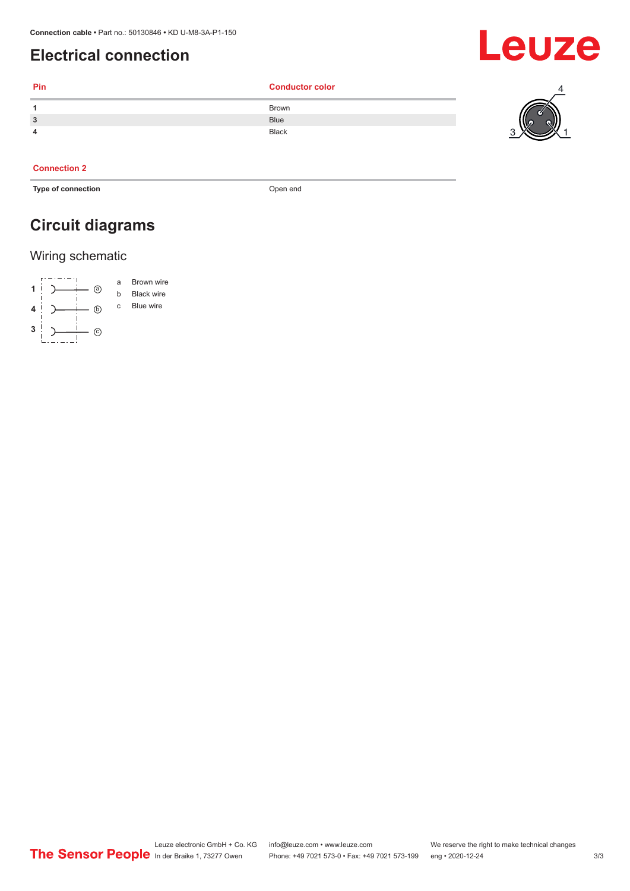## Electrical connection

| Pin | Conductor color |
|---|---|
| 1 | Brown |
| 3 | Blue |
| 4 | Black |

4

3 1

| Connection 2 | |
|---|---|
| Type of connection | Open end |

## Circuit diagrams

### Wiring schematic

1 ⓐ
4 ⓑ
3 ⓒ

a Brown wire
b Black wire
c Blue wire